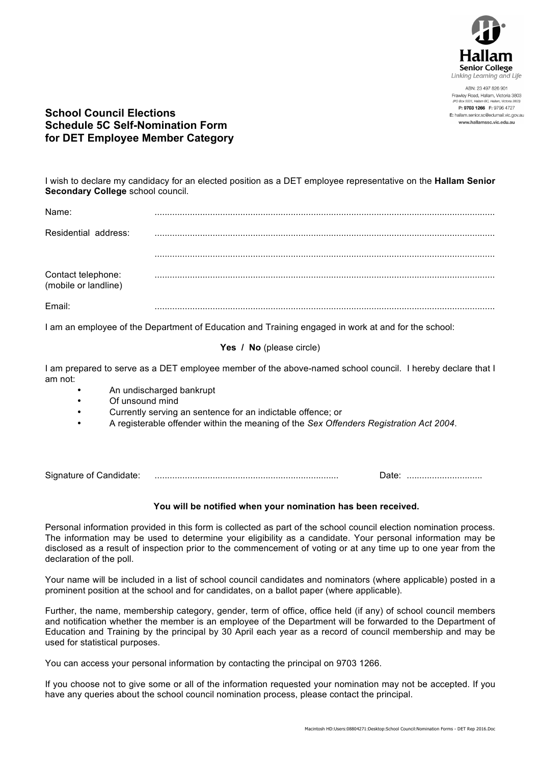Hallam Senior College
Linking Learning and Life

ABN: 23 497 826 901
Frawley Road, Hallam, Victoria 3803
(PO Box 5031, Hallam BC, Hallam, Victoria 3803)
**P: 9703 1266** F: 9796 4727
E: hallam.senior.sc@edumail.vic.gov.au
**www.hallamssc.vic.edu.au**

# School Council Elections Schedule 5C Self-Nomination Form for DET Employee Member Category

I wish to declare my candidacy for an elected position as a DET employee representative on the **Hallam Senior Secondary College** school council.

Name: ......................................................................................................................................

Residential address: ......................................................................................................................................

......................................................................................................................................

Contact telephone: (mobile or landline) ......................................................................................................................................

Email: ......................................................................................................................................

I am an employee of the Department of Education and Training engaged in work at and for the school:

**Yes / No** (please circle)

I am prepared to serve as a DET employee member of the above-named school council. I hereby declare that I am not:

- An undischarged bankrupt
- Of unsound mind
- Currently serving an sentence for an indictable offence; or
- A registerable offender within the meaning of the *Sex Offenders Registration Act 2004*.

Signature of Candidate: ........................................................................ Date: ..............................

**You will be notified when your nomination has been received.**

Personal information provided in this form is collected as part of the school council election nomination process. The information may be used to determine your eligibility as a candidate. Your personal information may be disclosed as a result of inspection prior to the commencement of voting or at any time up to one year from the declaration of the poll.

Your name will be included in a list of school council candidates and nominators (where applicable) posted in a prominent position at the school and for candidates, on a ballot paper (where applicable).

Further, the name, membership category, gender, term of office, office held (if any) of school council members and notification whether the member is an employee of the Department will be forwarded to the Department of Education and Training by the principal by 30 April each year as a record of council membership and may be used for statistical purposes.

You can access your personal information by contacting the principal on 9703 1266.

If you choose not to give some or all of the information requested your nomination may not be accepted. If you have any queries about the school council nomination process, please contact the principal.

Macintosh HD:Users:08804271:Desktop:School Council:Nomination Forms - DET Rep 2016.Doc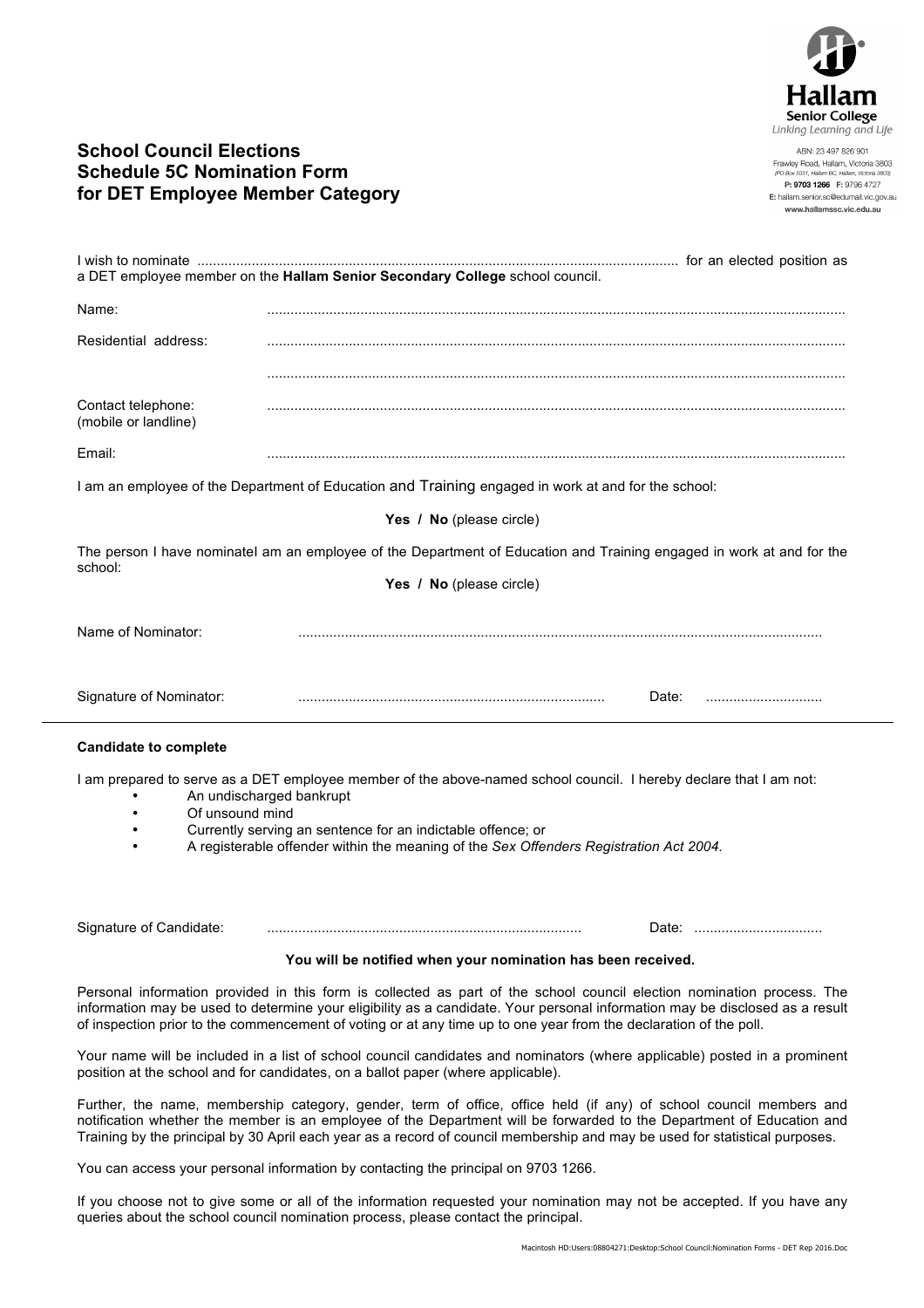Hallam
Senior College
Linking Learning and Life

ABN: 23 497 826 901
Frawley Road, Hallam, Victoria 3803
(PO Box 5031, Hallam BC, Hallam, Victoria 3803)
P: 9703 1266 F: 9796 4727
E: hallam.senior.sc@edumail.vic.gov.au
www.hallamssc.vic.edu.au

# School Council Elections
# Schedule 5C Nomination Form
# for DET Employee Member Category

I wish to nominate .......................................................................................................................... for an elected position as a DET employee member on the **Hallam Senior Secondary College** school council.

Name: ..................................................................................................................................................

Residential address: ..................................................................................................................................................

..................................................................................................................................................

Contact telephone: (mobile or landline) ..................................................................................................................................................

Email: ..................................................................................................................................................

I am an employee of the Department of Education and Training engaged in work at and for the school:

**Yes / No** (please circle)

The person I have nominateI am an employee of the Department of Education and Training engaged in work at and for the school:

**Yes / No** (please circle)

Name of Nominator: .....................................................................................................................................

Signature of Nominator: .............................................................................. Date: ..............................

---

**Candidate to complete**

I am prepared to serve as a DET employee member of the above-named school council. I hereby declare that I am not:

- An undischarged bankrupt
- Of unsound mind
- Currently serving an sentence for an indictable offence; or
- A registerable offender within the meaning of the *Sex Offenders Registration Act 2004*.

Signature of Candidate: ................................................................................. Date: .................................

**You will be notified when your nomination has been received.**

Personal information provided in this form is collected as part of the school council election nomination process. The information may be used to determine your eligibility as a candidate. Your personal information may be disclosed as a result of inspection prior to the commencement of voting or at any time up to one year from the declaration of the poll.

Your name will be included in a list of school council candidates and nominators (where applicable) posted in a prominent position at the school and for candidates, on a ballot paper (where applicable).

Further, the name, membership category, gender, term of office, office held (if any) of school council members and notification whether the member is an employee of the Department will be forwarded to the Department of Education and Training by the principal by 30 April each year as a record of council membership and may be used for statistical purposes.

You can access your personal information by contacting the principal on 9703 1266.

If you choose not to give some or all of the information requested your nomination may not be accepted. If you have any queries about the school council nomination process, please contact the principal.

Macintosh HD:Users:08804271:Desktop:School Council:Nomination Forms - DET Rep 2016.Doc